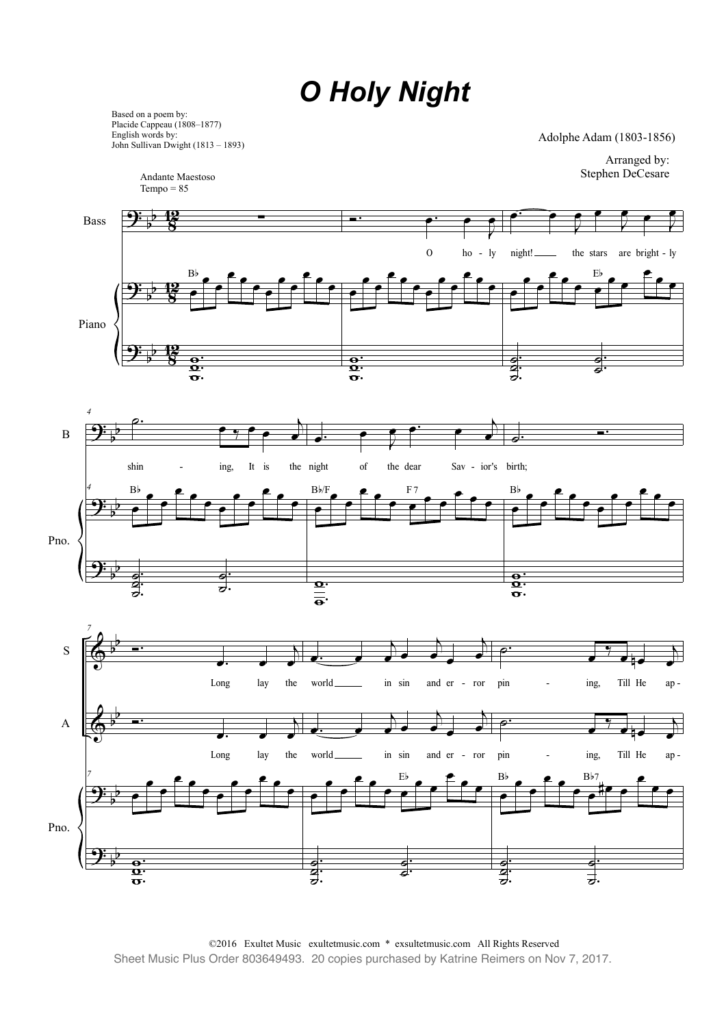# O Holy Night

Based on a poem by:
Placide Cappeau (1808–1877)
English words by:
John Sullivan Dwight (1813 – 1893)

Adolphe Adam (1803-1856)

Arranged by:
Stephen DeCesare

Andante Maestoso
Tempo = 85

O holy night! the stars are brightly shining, It is the night of the dear Savior's birth;

Long lay the world in sin and error pining, Till He ap-

©2016 Exultet Music exultetmusic.com * exsultetmusic.com All Rights Reserved
Sheet Music Plus Order 803649493. 20 copies purchased by Katrine Reimers on Nov 7, 2017.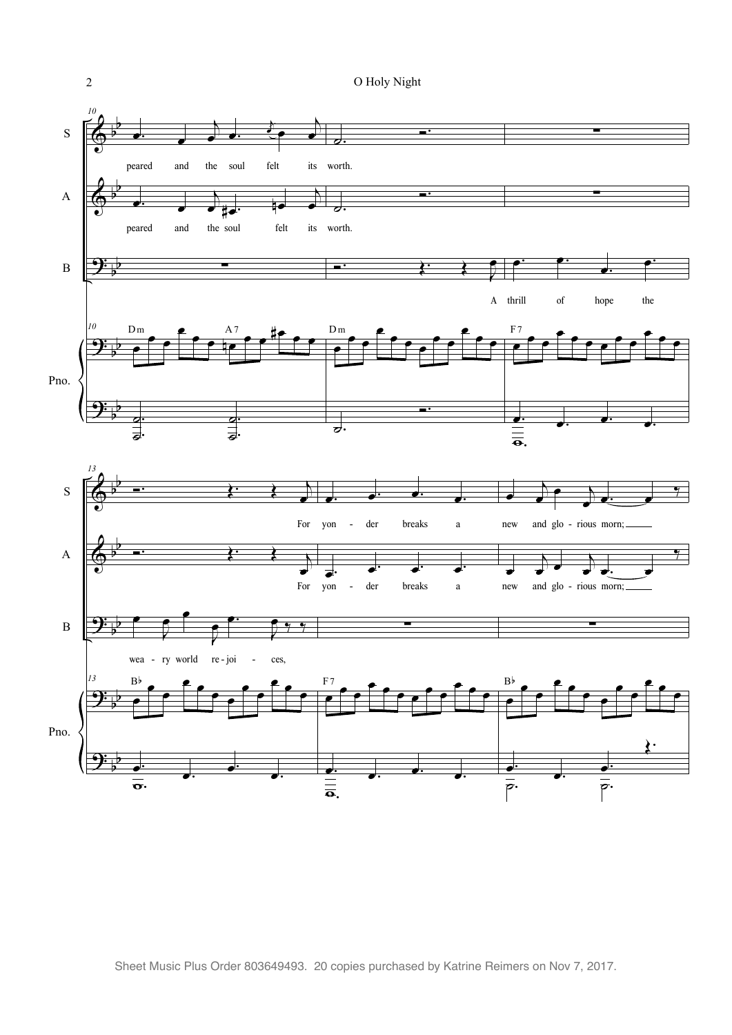S: peared and the soul felt its worth.

A: peared and the soul felt its worth.

B: A thrill of hope the

Pno.: Dm A7 Dm F7

S: For yon - der breaks a new and glo - rious morn;

A: For yon - der breaks a new and glo - rious morn;

B: wea - ry world re - joi - ces,

Pno.: B♭ F7 B♭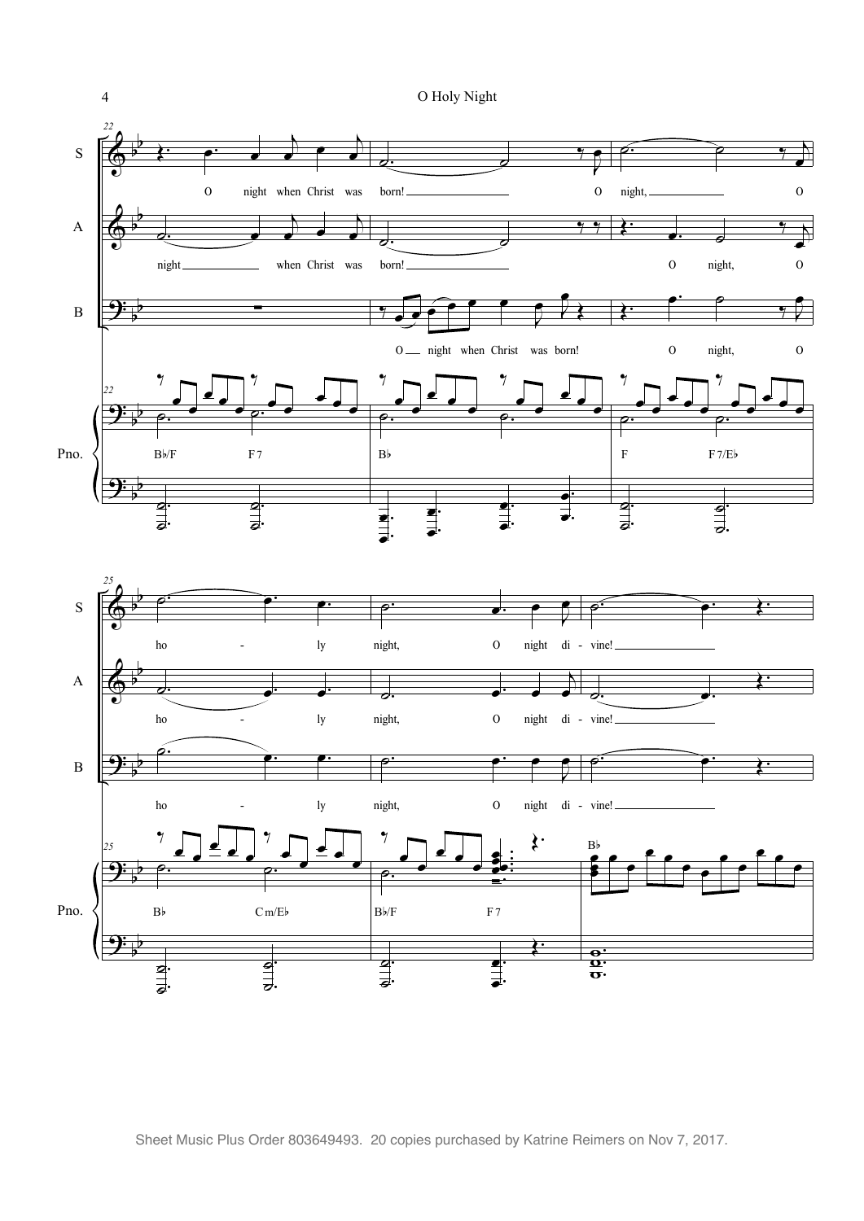Sheet Music Plus Order 803649493. 20 copies purchased by Katrine Reimers on Nov 7, 2017.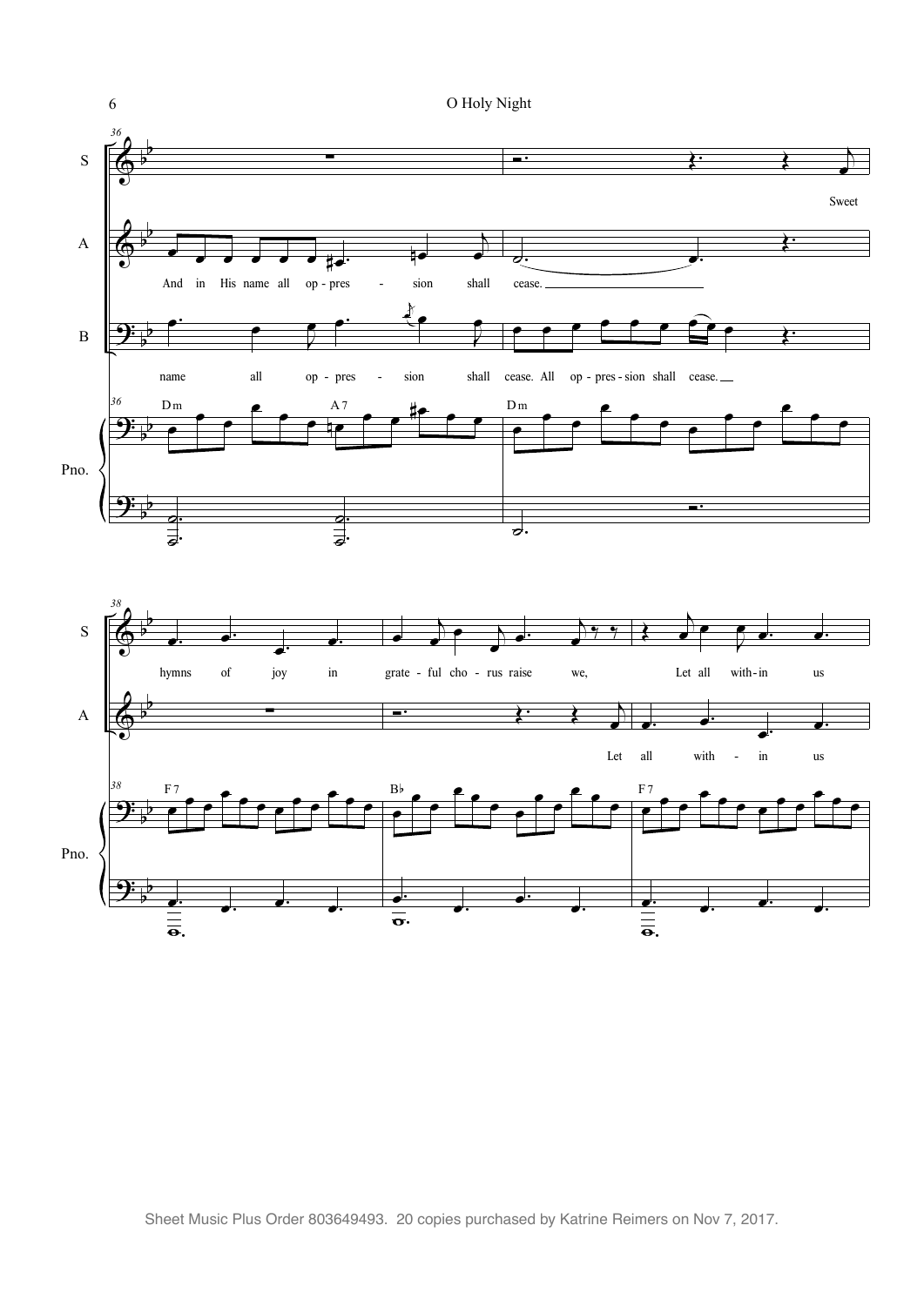**S**
Sweet hymns of joy in grate - ful cho - rus raise we, Let all with-in us

**A**
And in His name all op - pres - sion shall cease. Let all with - in us

**B**
name all op - pres - sion shall cease. All op - pres - sion shall cease.

**Pno.**
Dm A7 Dm F7 B♭ F7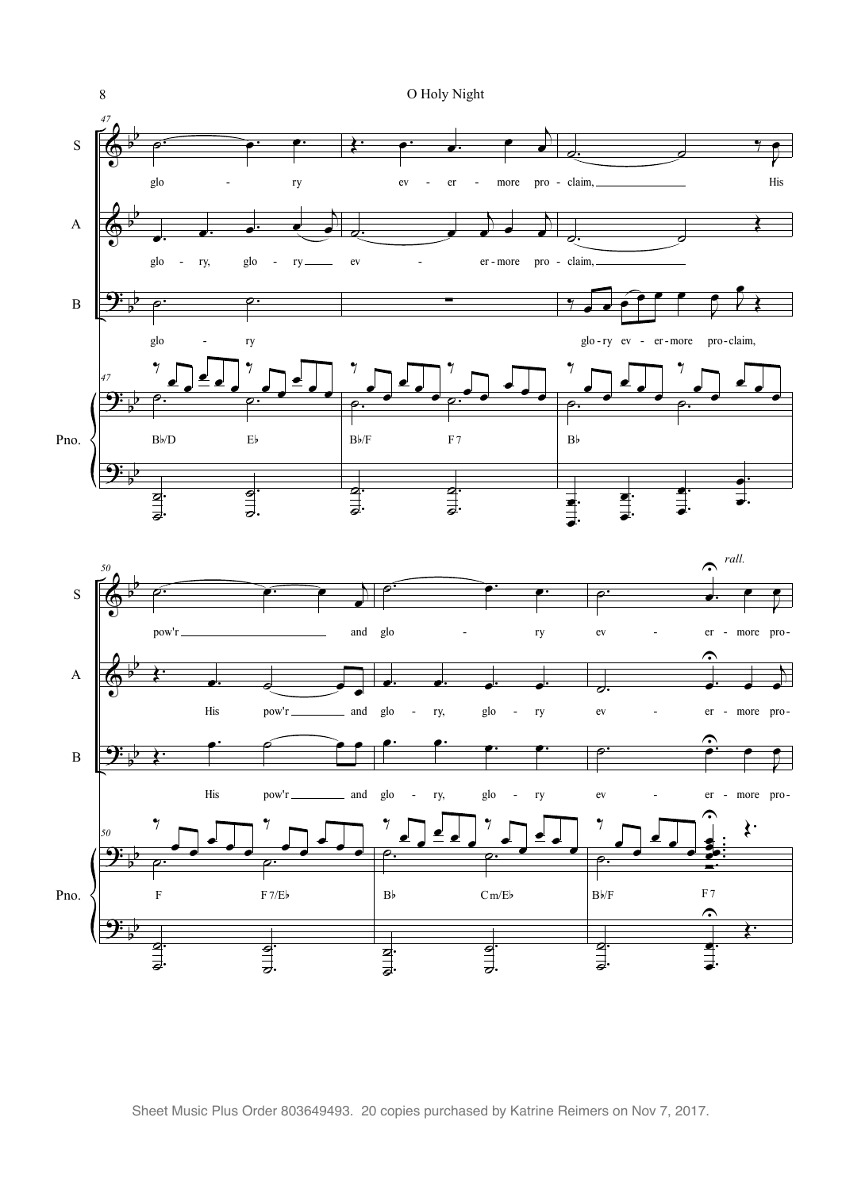Sheet Music Plus Order 803649493. 20 copies purchased by Katrine Reimers on Nov 7, 2017.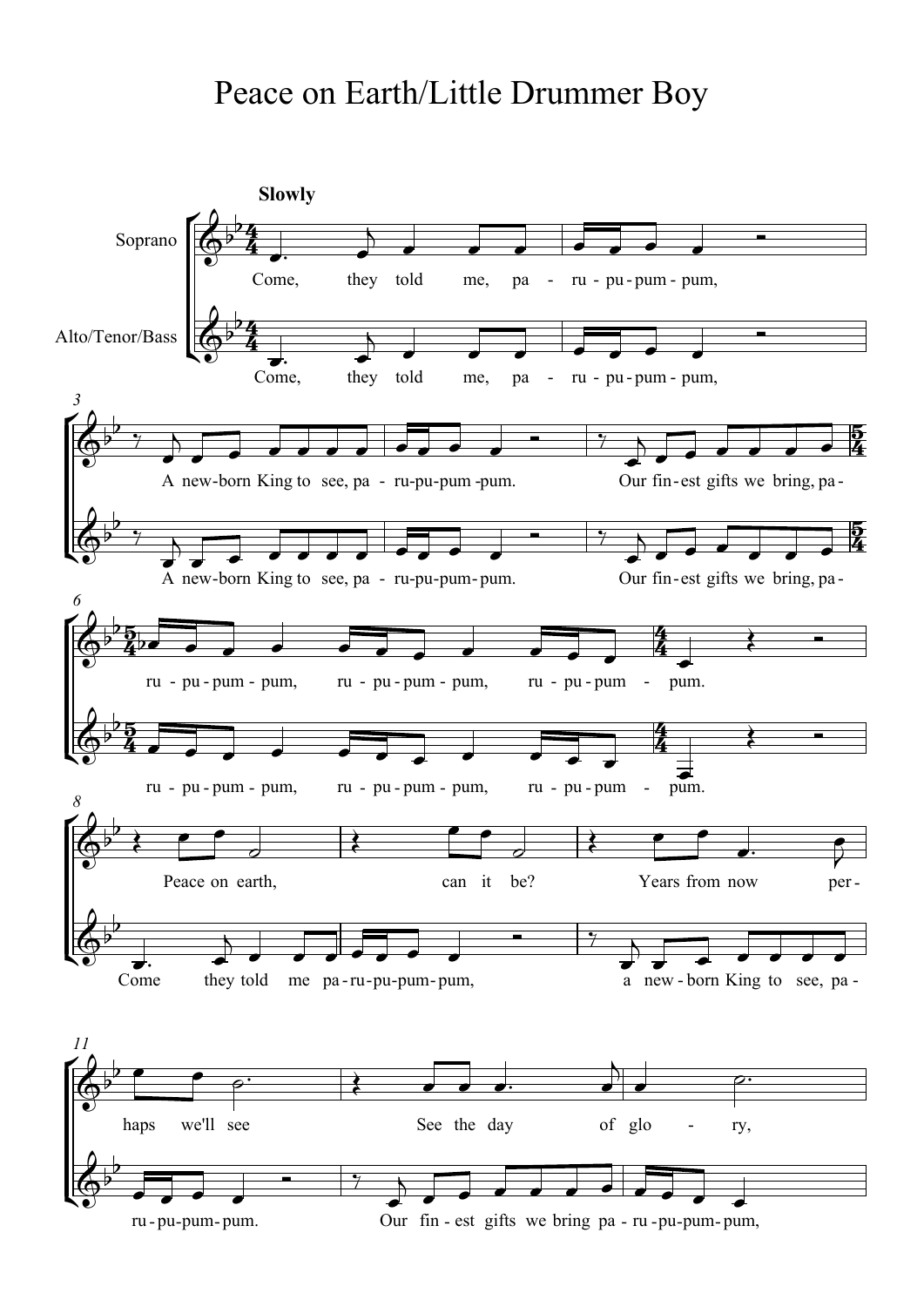# Peace on Earth/Little Drummer Boy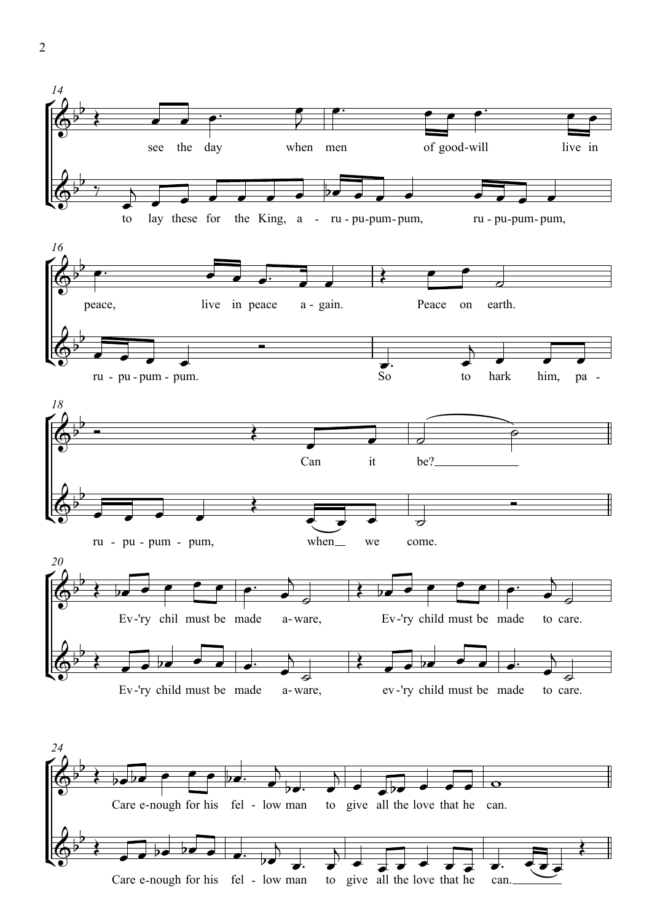14

see the day when men of good-will live in

to lay these for the King, a - ru - pu-pum- pum, ru - pu-pum- pum,

16

peace, live in peace a - gain. Peace on earth.

ru - pu - pum - pum. So to hark him, pa -

18

Can it be?

ru - pu - pum - pum, when we come.

20

Ev-'ry chil must be made a- ware, Ev-'ry child must be made to care.

Ev-'ry child must be made a- ware, ev-'ry child must be made to care.

24

Care e-nough for his fel - low man to give all the love that he can.

Care e-nough for his fel - low man to give all the love that he can.